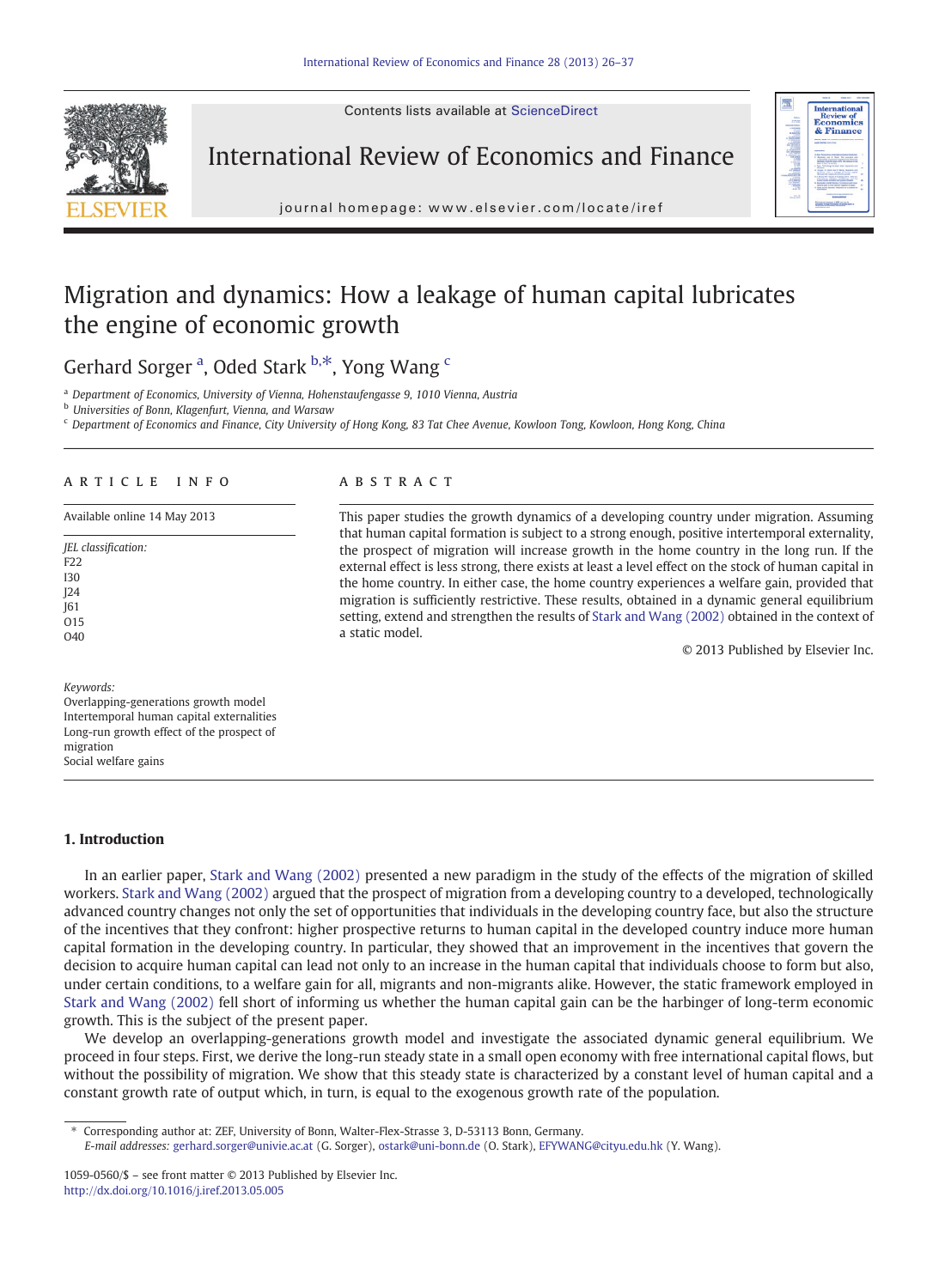# Migration and dynamics: How a leakage of human capital lubricates the engine of economic growth

Gerhard Sorger [a], Oded Stark [b,*], Yong Wang [c]

[a] Department of Economics, University of Vienna, Hohenstaufengasse 9, 1010 Vienna, Austria
[b] Universities of Bonn, Klagenfurt, Vienna, and Warsaw
[c] Department of Economics and Finance, City University of Hong Kong, 83 Tat Chee Avenue, Kowloon Tong, Kowloon, Hong Kong, China

## ARTICLE INFO

Available online 14 May 2013

*JEL classification:*
F22
I30
J24
J61
O15
O40

*Keywords:*
Overlapping-generations growth model
Intertemporal human capital externalities
Long-run growth effect of the prospect of migration
Social welfare gains

## ABSTRACT

This paper studies the growth dynamics of a developing country under migration. Assuming that human capital formation is subject to a strong enough, positive intertemporal externality, the prospect of migration will increase growth in the home country in the long run. If the external effect is less strong, there exists at least a level effect on the stock of human capital in the home country. In either case, the home country experiences a welfare gain, provided that migration is sufficiently restrictive. These results, obtained in a dynamic general equilibrium setting, extend and strengthen the results of Stark and Wang (2002) obtained in the context of a static model.

© 2013 Published by Elsevier Inc.

## 1. Introduction

In an earlier paper, Stark and Wang (2002) presented a new paradigm in the study of the effects of the migration of skilled workers. Stark and Wang (2002) argued that the prospect of migration from a developing country to a developed, technologically advanced country changes not only the set of opportunities that individuals in the developing country face, but also the structure of the incentives that they confront: higher prospective returns to human capital in the developed country induce more human capital formation in the developing country. In particular, they showed that an improvement in the incentives that govern the decision to acquire human capital can lead not only to an increase in the human capital that individuals choose to form but also, under certain conditions, to a welfare gain for all, migrants and non-migrants alike. However, the static framework employed in Stark and Wang (2002) fell short of informing us whether the human capital gain can be the harbinger of long-term economic growth. This is the subject of the present paper.

We develop an overlapping-generations growth model and investigate the associated dynamic general equilibrium. We proceed in four steps. First, we derive the long-run steady state in a small open economy with free international capital flows, but without the possibility of migration. We show that this steady state is characterized by a constant level of human capital and a constant growth rate of output which, in turn, is equal to the exogenous growth rate of the population.

---

\* Corresponding author at: ZEF, University of Bonn, Walter-Flex-Strasse 3, D-53113 Bonn, Germany.
*E-mail addresses:* gerhard.sorger@univie.ac.at (G. Sorger), ostark@uni-bonn.de (O. Stark), EFYWANG@cityu.edu.hk (Y. Wang).

1059-0560/$ – see front matter © 2013 Published by Elsevier Inc.
http://dx.doi.org/10.1016/j.iref.2013.05.005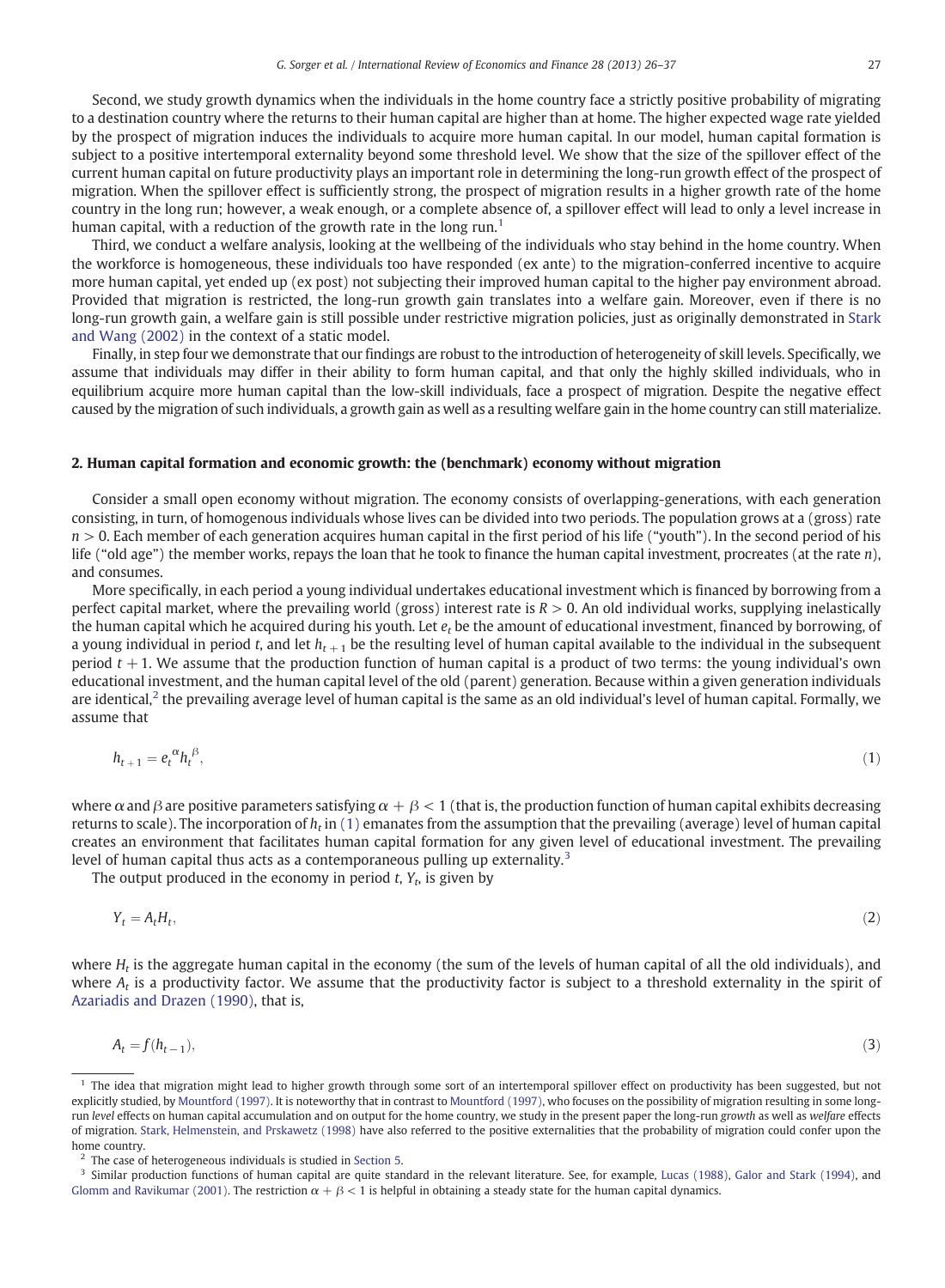Second, we study growth dynamics when the individuals in the home country face a strictly positive probability of migrating to a destination country where the returns to their human capital are higher than at home. The higher expected wage rate yielded by the prospect of migration induces the individuals to acquire more human capital. In our model, human capital formation is subject to a positive intertemporal externality beyond some threshold level. We show that the size of the spillover effect of the current human capital on future productivity plays an important role in determining the long-run growth effect of the prospect of migration. When the spillover effect is sufficiently strong, the prospect of migration results in a higher growth rate of the home country in the long run; however, a weak enough, or a complete absence of, a spillover effect will lead to only a level increase in human capital, with a reduction of the growth rate in the long run.[1]

Third, we conduct a welfare analysis, looking at the wellbeing of the individuals who stay behind in the home country. When the workforce is homogeneous, these individuals too have responded (ex ante) to the migration-conferred incentive to acquire more human capital, yet ended up (ex post) not subjecting their improved human capital to the higher pay environment abroad. Provided that migration is restricted, the long-run growth gain translates into a welfare gain. Moreover, even if there is no long-run growth gain, a welfare gain is still possible under restrictive migration policies, just as originally demonstrated in Stark and Wang (2002) in the context of a static model.

Finally, in step four we demonstrate that our findings are robust to the introduction of heterogeneity of skill levels. Specifically, we assume that individuals may differ in their ability to form human capital, and that only the highly skilled individuals, who in equilibrium acquire more human capital than the low-skill individuals, face a prospect of migration. Despite the negative effect caused by the migration of such individuals, a growth gain as well as a resulting welfare gain in the home country can still materialize.

## 2. Human capital formation and economic growth: the (benchmark) economy without migration

Consider a small open economy without migration. The economy consists of overlapping-generations, with each generation consisting, in turn, of homogenous individuals whose lives can be divided into two periods. The population grows at a (gross) rate $n > 0$. Each member of each generation acquires human capital in the first period of his life ("youth"). In the second period of his life ("old age") the member works, repays the loan that he took to finance the human capital investment, procreates (at the rate $n$), and consumes.

More specifically, in each period a young individual undertakes educational investment which is financed by borrowing from a perfect capital market, where the prevailing world (gross) interest rate is $R > 0$. An old individual works, supplying inelastically the human capital which he acquired during his youth. Let $e_t$ be the amount of educational investment, financed by borrowing, of a young individual in period $t$, and let $h_{t+1}$ be the resulting level of human capital available to the individual in the subsequent period $t + 1$. We assume that the production function of human capital is a product of two terms: the young individual's own educational investment, and the human capital level of the old (parent) generation. Because within a given generation individuals are identical,[2] the prevailing average level of human capital is the same as an old individual's level of human capital. Formally, we assume that

$$h_{t+1} = e_t^{\alpha} h_t^{\beta}, \tag{1}$$

where $\alpha$ and $\beta$ are positive parameters satisfying $\alpha + \beta < 1$ (that is, the production function of human capital exhibits decreasing returns to scale). The incorporation of $h_t$ in (1) emanates from the assumption that the prevailing (average) level of human capital creates an environment that facilitates human capital formation for any given level of educational investment. The prevailing level of human capital thus acts as a contemporaneous pulling up externality.[3]

The output produced in the economy in period $t$, $Y_t$, is given by

$$Y_t = A_t H_t, \tag{2}$$

where $H_t$ is the aggregate human capital in the economy (the sum of the levels of human capital of all the old individuals), and where $A_t$ is a productivity factor. We assume that the productivity factor is subject to a threshold externality in the spirit of Azariadis and Drazen (1990), that is,

$$A_t = f(h_{t-1}), \tag{3}$$

[1] The idea that migration might lead to higher growth through some sort of an intertemporal spillover effect on productivity has been suggested, but not explicitly studied, by Mountford (1997). It is noteworthy that in contrast to Mountford (1997), who focuses on the possibility of migration resulting in some long-run *level* effects on human capital accumulation and on output for the home country, we study in the present paper the long-run *growth* as well as *welfare* effects of migration. Stark, Helmenstein, and Prskawetz (1998) have also referred to the positive externalities that the probability of migration could confer upon the home country.

[2] The case of heterogeneous individuals is studied in Section 5.

[3] Similar production functions of human capital are quite standard in the relevant literature. See, for example, Lucas (1988), Galor and Stark (1994), and Glomm and Ravikumar (2001). The restriction $\alpha + \beta < 1$ is helpful in obtaining a steady state for the human capital dynamics.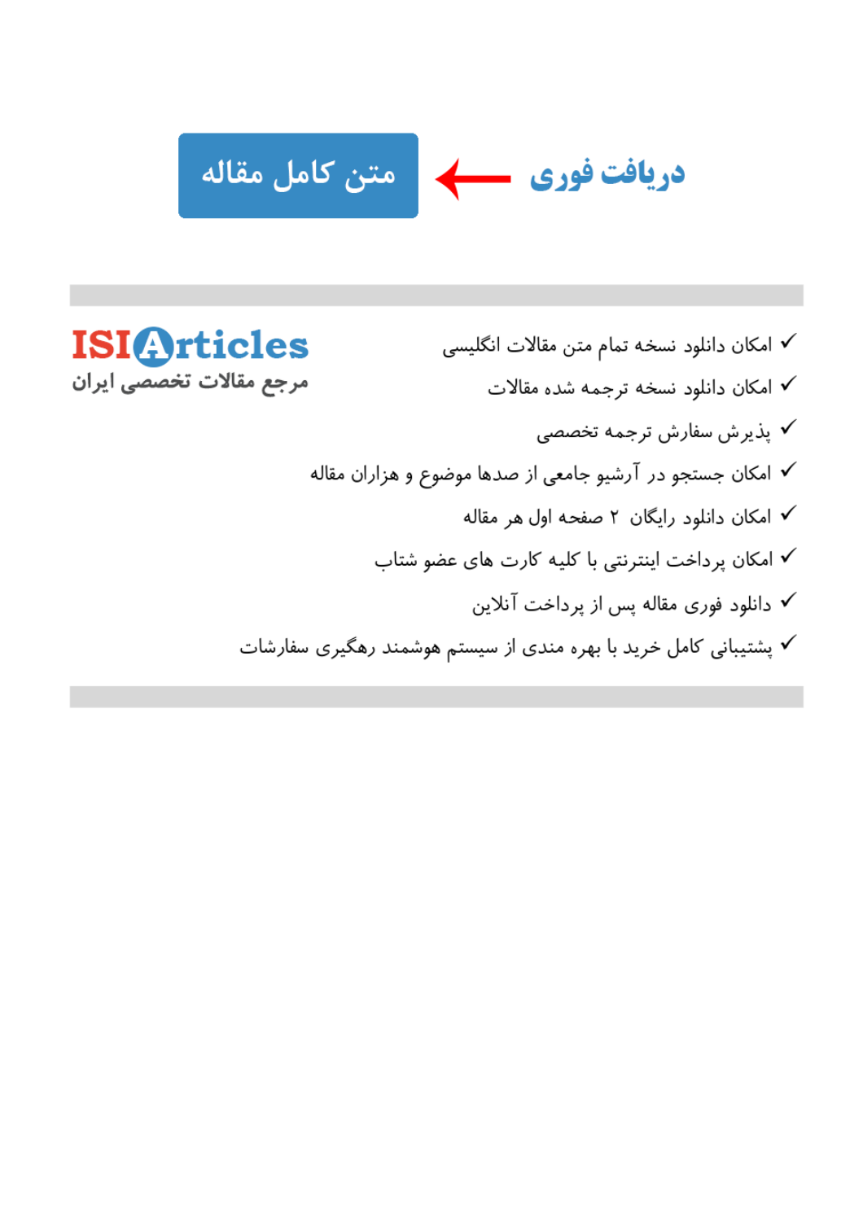دریافت فوری ← **متن کامل مقاله**

**ISIArticles**
مرجع مقالات تخصصی ایران

- ✓ امکان دانلود نسخه تمام متن مقالات انگلیسی
- ✓ امکان دانلود نسخه ترجمه شده مقالات
- ✓ پذیرش سفارش ترجمه تخصصی
- ✓ امکان جستجو در آرشیو جامعی از صدها موضوع و هزاران مقاله
- ✓ امکان دانلود رایگان ۲ صفحه اول هر مقاله
- ✓ امکان پرداخت اینترنتی با کلیه کارت های عضو شتاب
- ✓ دانلود فوری مقاله پس از پرداخت آنلاین
- ✓ پشتیبانی کامل خرید با بهره مندی از سیستم هوشمند رهگیری سفارشات